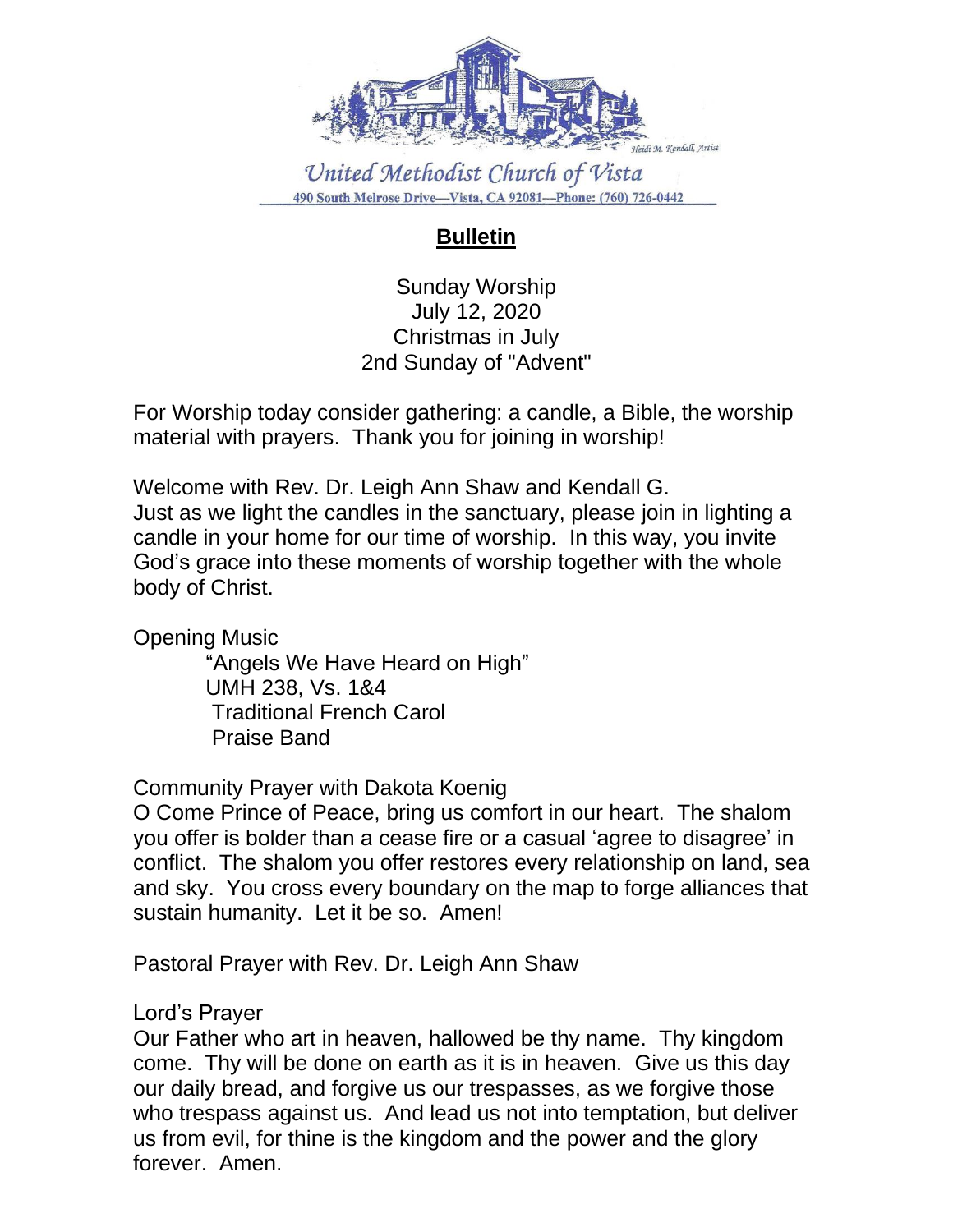Heidi M. Kendall, Artist

United Methodist Church of Vista

490 South Melrose Drive—Vista, CA 92081—Phone: (760) 726-0442

# Bulletin

Sunday Worship
July 12, 2020
Christmas in July
2nd Sunday of "Advent"

For Worship today consider gathering: a candle, a Bible, the worship material with prayers. Thank you for joining in worship!

Welcome with Rev. Dr. Leigh Ann Shaw and Kendall G.
Just as we light the candles in the sanctuary, please join in lighting a candle in your home for our time of worship. In this way, you invite God's grace into these moments of worship together with the whole body of Christ.

Opening Music

"Angels We Have Heard on High"
UMH 238, Vs. 1&4
Traditional French Carol
Praise Band

Community Prayer with Dakota Koenig
O Come Prince of Peace, bring us comfort in our heart. The shalom you offer is bolder than a cease fire or a casual 'agree to disagree' in conflict. The shalom you offer restores every relationship on land, sea and sky. You cross every boundary on the map to forge alliances that sustain humanity. Let it be so. Amen!

Pastoral Prayer with Rev. Dr. Leigh Ann Shaw

Lord's Prayer
Our Father who art in heaven, hallowed be thy name. Thy kingdom come. Thy will be done on earth as it is in heaven. Give us this day our daily bread, and forgive us our trespasses, as we forgive those who trespass against us. And lead us not into temptation, but deliver us from evil, for thine is the kingdom and the power and the glory forever. Amen.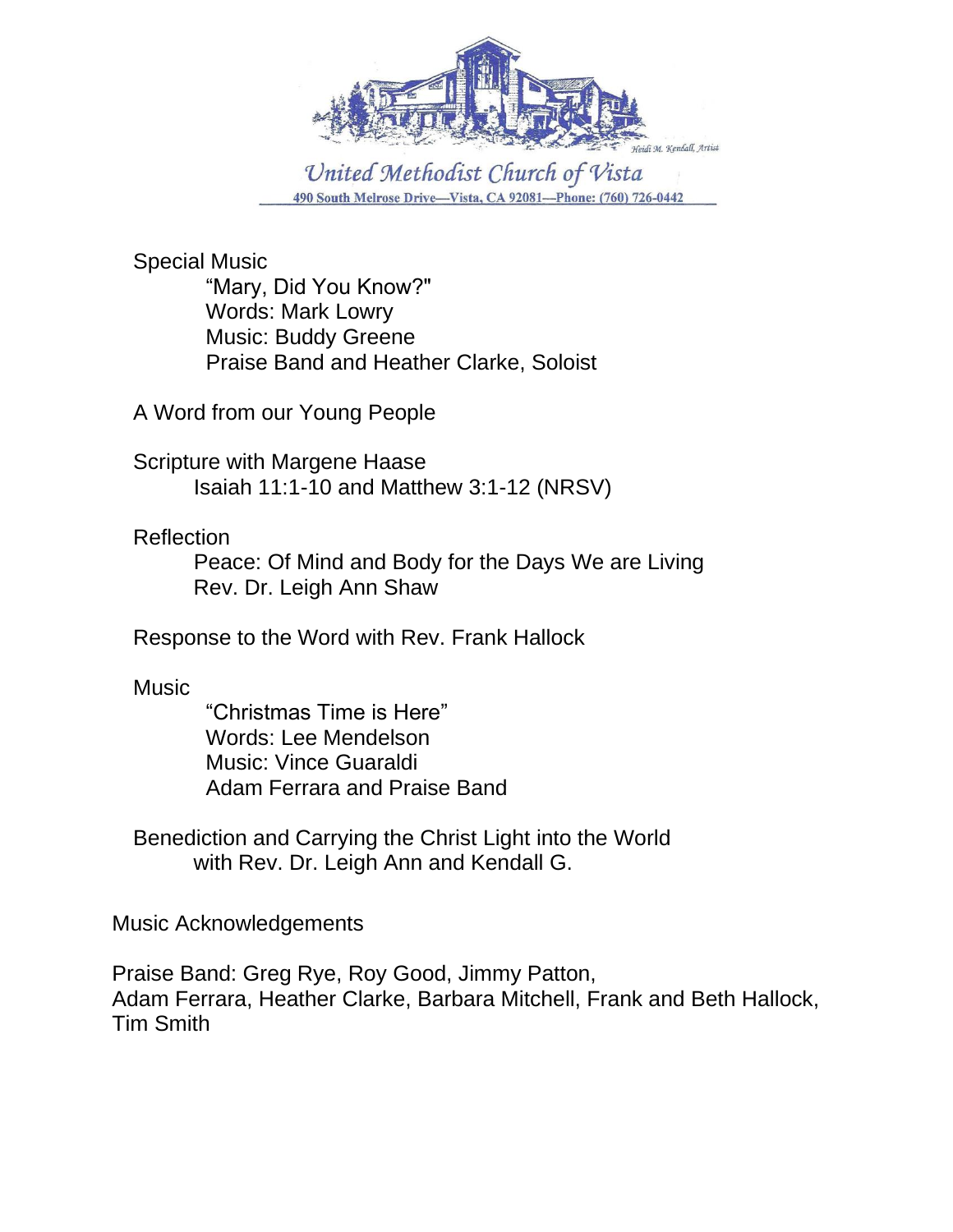United Methodist Church of Vista
490 South Melrose Drive—Vista, CA 92081—Phone: (760) 726-0442

Special Music
"Mary, Did You Know?"
Words: Mark Lowry
Music: Buddy Greene
Praise Band and Heather Clarke, Soloist

A Word from our Young People

Scripture with Margene Haase
Isaiah 11:1-10 and Matthew 3:1-12 (NRSV)

Reflection
Peace: Of Mind and Body for the Days We are Living
Rev. Dr. Leigh Ann Shaw

Response to the Word with Rev. Frank Hallock

Music
"Christmas Time is Here"
Words: Lee Mendelson
Music: Vince Guaraldi
Adam Ferrara and Praise Band

Benediction and Carrying the Christ Light into the World
with Rev. Dr. Leigh Ann and Kendall G.

Music Acknowledgements

Praise Band: Greg Rye, Roy Good, Jimmy Patton,
Adam Ferrara, Heather Clarke, Barbara Mitchell, Frank and Beth Hallock,
Tim Smith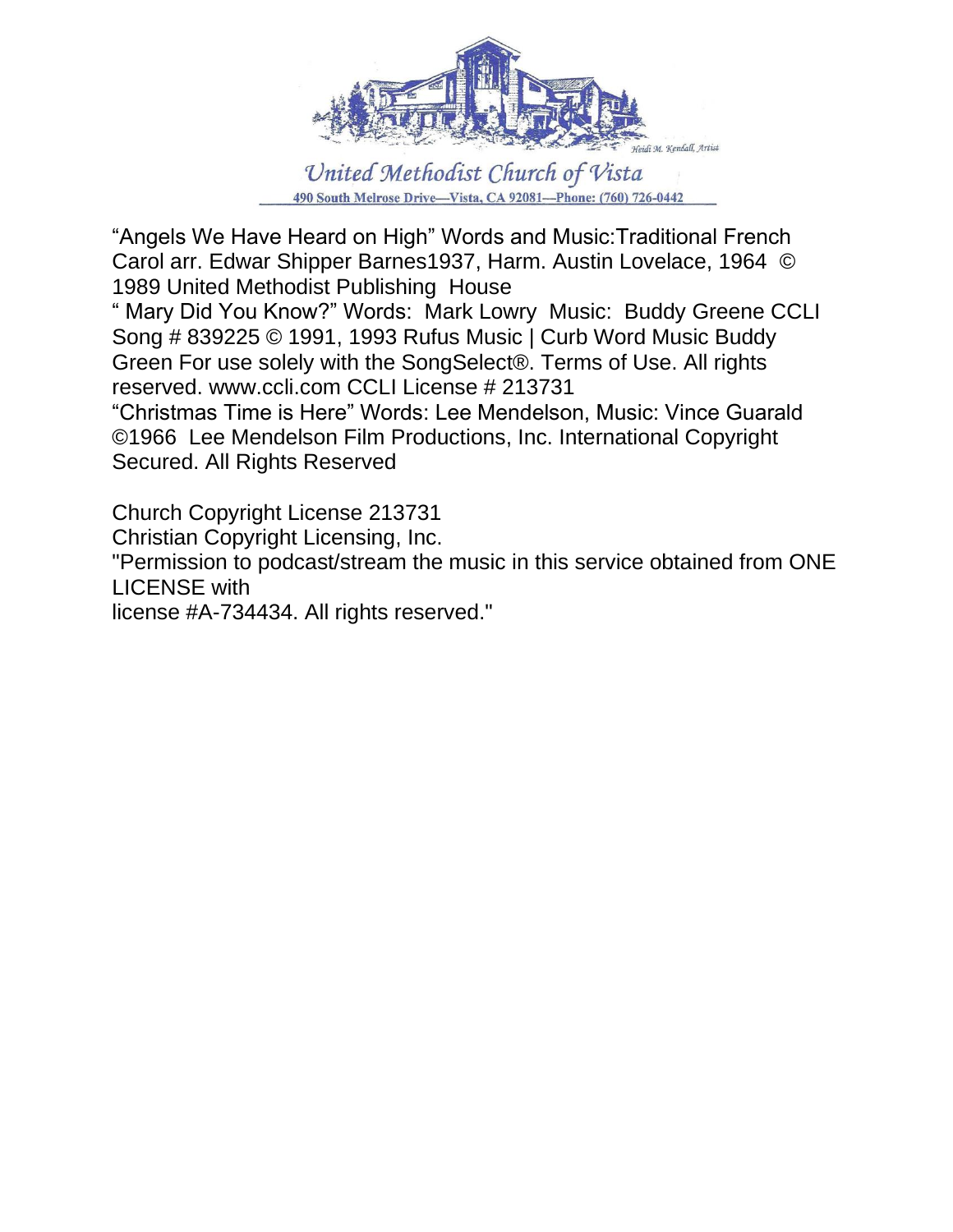United Methodist Church of Vista

490 South Melrose Drive—Vista, CA 92081—Phone: (760) 726-0442

"Angels We Have Heard on High" Words and Music:Traditional French Carol arr. Edwar Shipper Barnes1937, Harm. Austin Lovelace, 1964 © 1989 United Methodist Publishing House

" Mary Did You Know?" Words: Mark Lowry Music: Buddy Greene CCLI Song # 839225 © 1991, 1993 Rufus Music | Curb Word Music Buddy Green For use solely with the SongSelect®. Terms of Use. All rights reserved. www.ccli.com CCLI License # 213731

"Christmas Time is Here" Words: Lee Mendelson, Music: Vince Guarald ©1966 Lee Mendelson Film Productions, Inc. International Copyright Secured. All Rights Reserved

Church Copyright License 213731

Christian Copyright Licensing, Inc.

"Permission to podcast/stream the music in this service obtained from ONE LICENSE with license #A-734434. All rights reserved."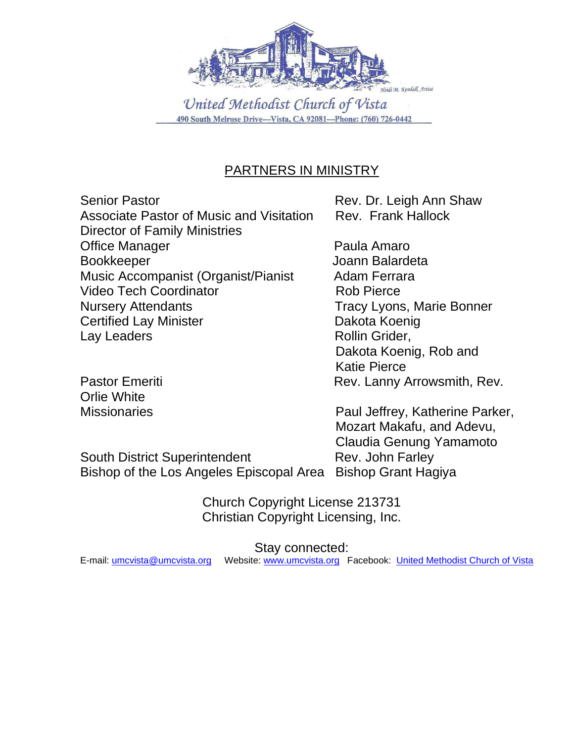United Methodist Church of Vista

490 South Melrose Drive—Vista, CA 92081—Phone: (760) 726-0442

## PARTNERS IN MINISTRY

| | |
|---|---|
| Senior Pastor | Rev. Dr. Leigh Ann Shaw |
| Associate Pastor of Music and Visitation | Rev. Frank Hallock |
| Director of Family Ministries | |
| Office Manager | Paula Amaro |
| Bookkeeper | Joann Balardeta |
| Music Accompanist (Organist/Pianist | Adam Ferrara |
| Video Tech Coordinator | Rob Pierce |
| Nursery Attendants | Tracy Lyons, Marie Bonner |
| Certified Lay Minister | Dakota Koenig |
| Lay Leaders | Rollin Grider, Dakota Koenig, Rob and Katie Pierce |
| Pastor Emeriti | Rev. Lanny Arrowsmith, Rev. Orlie White |
| Missionaries | Paul Jeffrey, Katherine Parker, Mozart Makafu, and Adevu, Claudia Genung Yamamoto |
| South District Superintendent | Rev. John Farley |
| Bishop of the Los Angeles Episcopal Area | Bishop Grant Hagiya |

Church Copyright License 213731
Christian Copyright Licensing, Inc.

Stay connected:

E-mail: umcvista@umcvista.org  Website: www.umcvista.org  Facebook: United Methodist Church of Vista